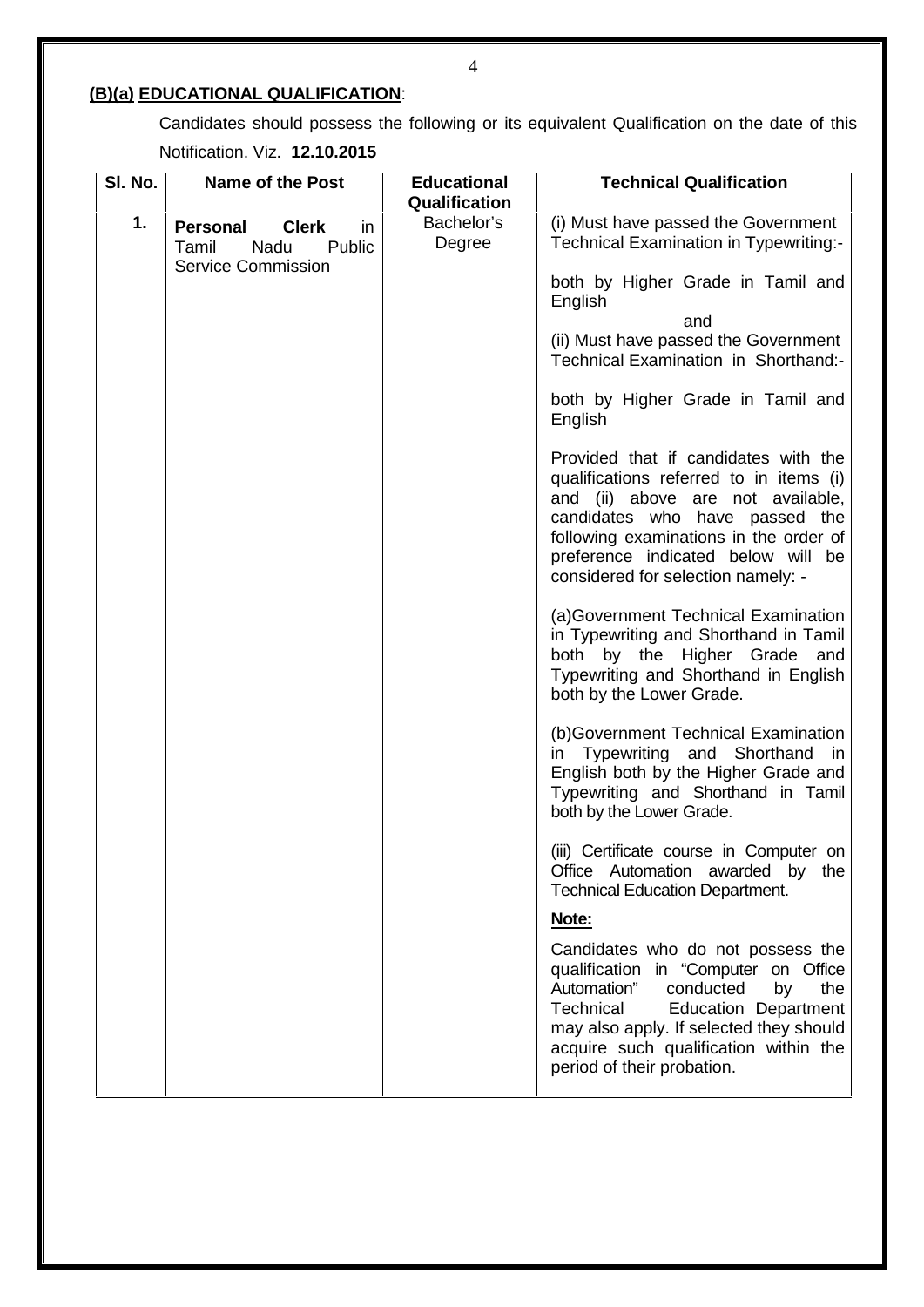**(B)(a) EDUCATIONAL QUALIFICATION**:

Candidates should possess the following or its equivalent Qualification on the date of this Notification. Viz. **12.10.2015**

| Sl. No. | Name of the Post | Educational Qualification | Technical Qualification |
|---|---|---|---|
| **1.** | **Personal Clerk** in Tamil Nadu Public Service Commission | Bachelor's Degree | (i) Must have passed the Government Technical Examination in Typewriting:- <br><br> both by Higher Grade in Tamil and English <br> and <br> (ii) Must have passed the Government Technical Examination in Shorthand:- <br><br> both by Higher Grade in Tamil and English <br><br> Provided that if candidates with the qualifications referred to in items (i) and (ii) above are not available, candidates who have passed the following examinations in the order of preference indicated below will be considered for selection namely: - <br><br> (a)Government Technical Examination in Typewriting and Shorthand in Tamil both by the Higher Grade and Typewriting and Shorthand in English both by the Lower Grade. <br><br> (b)Government Technical Examination in Typewriting and Shorthand in English both by the Higher Grade and Typewriting and Shorthand in Tamil both by the Lower Grade. <br><br> (iii) Certificate course in Computer on Office Automation awarded by the Technical Education Department. <br><br> **Note:** <br><br> Candidates who do not possess the qualification in "Computer on Office Automation" conducted by the Technical Education Department may also apply. If selected they should acquire such qualification within the period of their probation. |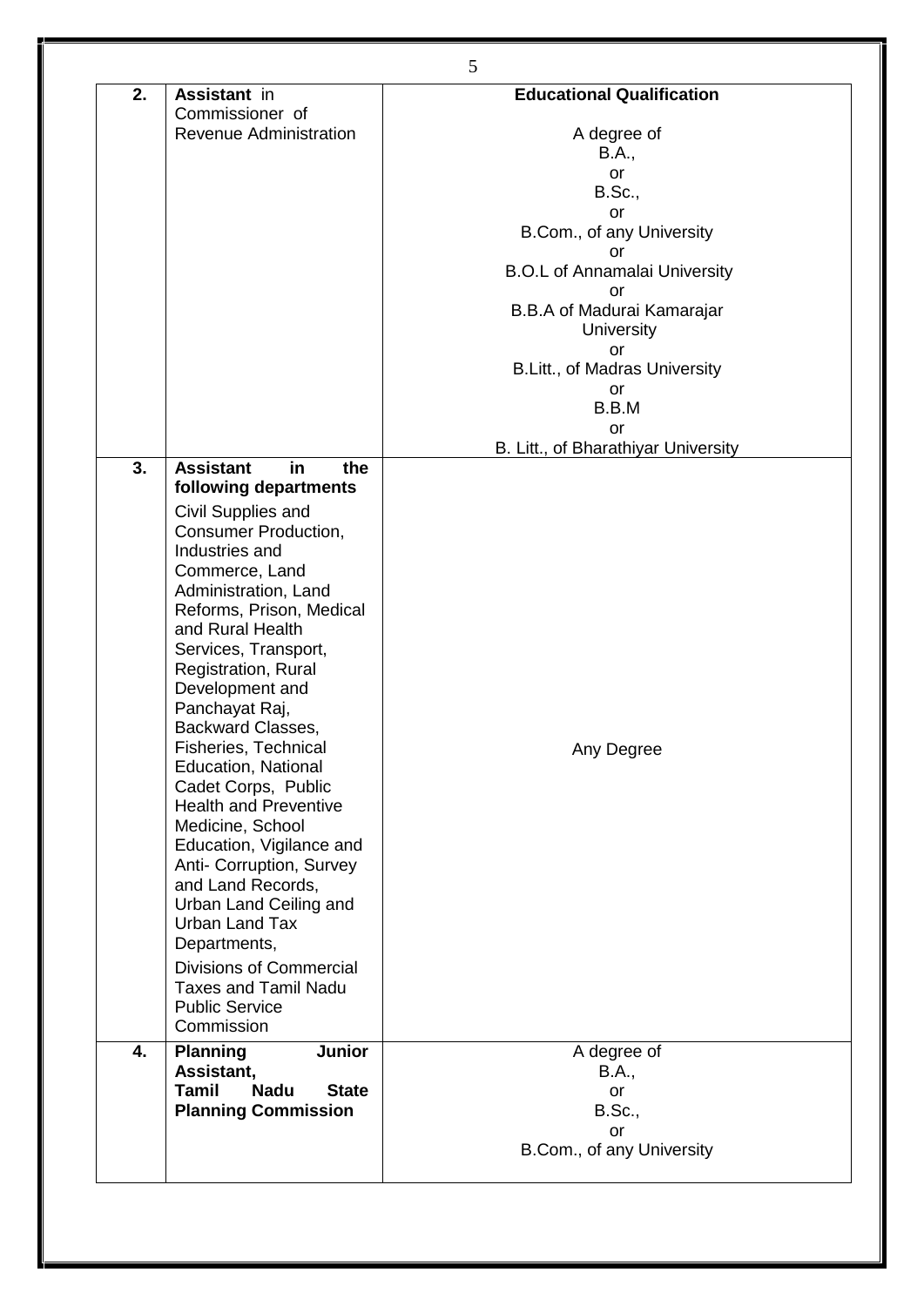| | | |
|---|---|---|
| **2.** | **Assistant** in Commissioner of Revenue Administration | **Educational Qualification**<br><br>A degree of<br>B.A.,<br>or<br>B.Sc.,<br>or<br>B.Com., of any University<br>or<br>B.O.L of Annamalai University<br>or<br>B.B.A of Madurai Kamarajar University<br>or<br>B.Litt., of Madras University<br>or<br>B.B.M<br>or<br>B. Litt., of Bharathiyar University |
| **3.** | **Assistant in the following departments**<br><br>Civil Supplies and Consumer Production, Industries and Commerce, Land Administration, Land Reforms, Prison, Medical and Rural Health Services, Transport, Registration, Rural Development and Panchayat Raj, Backward Classes, Fisheries, Technical Education, National Cadet Corps, Public Health and Preventive Medicine, School Education, Vigilance and Anti- Corruption, Survey and Land Records, Urban Land Ceiling and Urban Land Tax Departments,<br><br>Divisions of Commercial Taxes and Tamil Nadu Public Service Commission | Any Degree |
| **4.** | **Planning Junior Assistant, Tamil Nadu State Planning Commission** | A degree of<br>B.A.,<br>or<br>B.Sc.,<br>or<br>B.Com., of any University |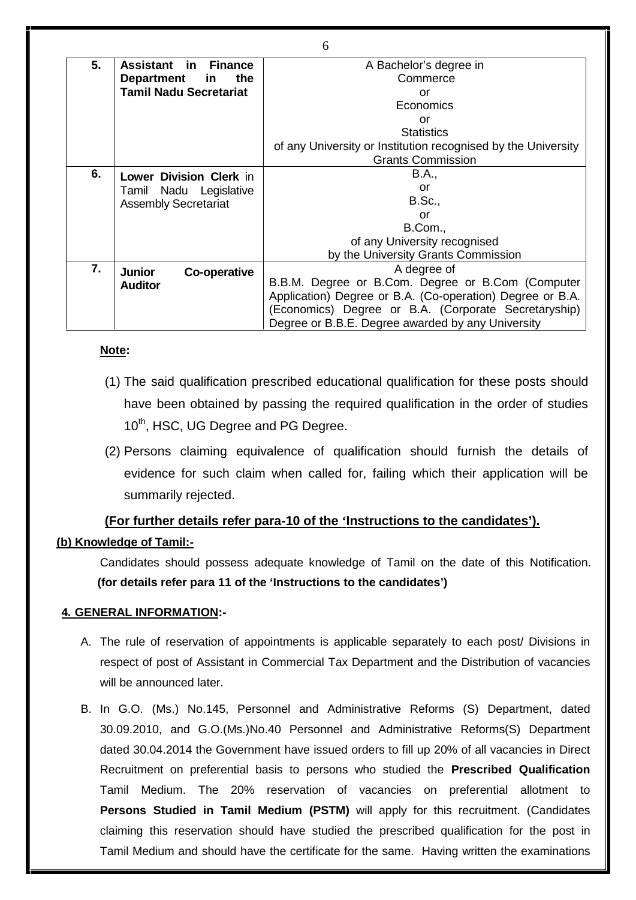| | | |
|---|---|---|
| **5.** | **Assistant in Finance Department in the Tamil Nadu Secretariat** | A Bachelor's degree in Commerce or Economics or Statistics of any University or Institution recognised by the University Grants Commission |
| **6.** | **Lower Division Clerk** in Tamil Nadu Legislative Assembly Secretariat | B.A., or B.Sc., or B.Com., of any University recognised by the University Grants Commission |
| **7.** | **Junior Co-operative Auditor** | A degree of B.B.M. Degree or B.Com. Degree or B.Com (Computer Application) Degree or B.A. (Co-operation) Degree or B.A. (Economics) Degree or B.A. (Corporate Secretaryship) Degree or B.B.E. Degree awarded by any University |

**Note:**

(1) The said qualification prescribed educational qualification for these posts should have been obtained by passing the required qualification in the order of studies 10th, HSC, UG Degree and PG Degree.

(2) Persons claiming equivalence of qualification should furnish the details of evidence for such claim when called for, failing which their application will be summarily rejected.

**(For further details refer para-10 of the 'Instructions to the candidates').**

**(b) Knowledge of Tamil:-**

Candidates should possess adequate knowledge of Tamil on the date of this Notification. **(for details refer para 11 of the 'Instructions to the candidates')**

## 4. GENERAL INFORMATION:-

A. The rule of reservation of appointments is applicable separately to each post/ Divisions in respect of post of Assistant in Commercial Tax Department and the Distribution of vacancies will be announced later.

B. In G.O. (Ms.) No.145, Personnel and Administrative Reforms (S) Department, dated 30.09.2010, and G.O.(Ms.)No.40 Personnel and Administrative Reforms(S) Department dated 30.04.2014 the Government have issued orders to fill up 20% of all vacancies in Direct Recruitment on preferential basis to persons who studied the **Prescribed Qualification** Tamil Medium. The 20% reservation of vacancies on preferential allotment to **Persons Studied in Tamil Medium (PSTM)** will apply for this recruitment. (Candidates claiming this reservation should have studied the prescribed qualification for the post in Tamil Medium and should have the certificate for the same. Having written the examinations